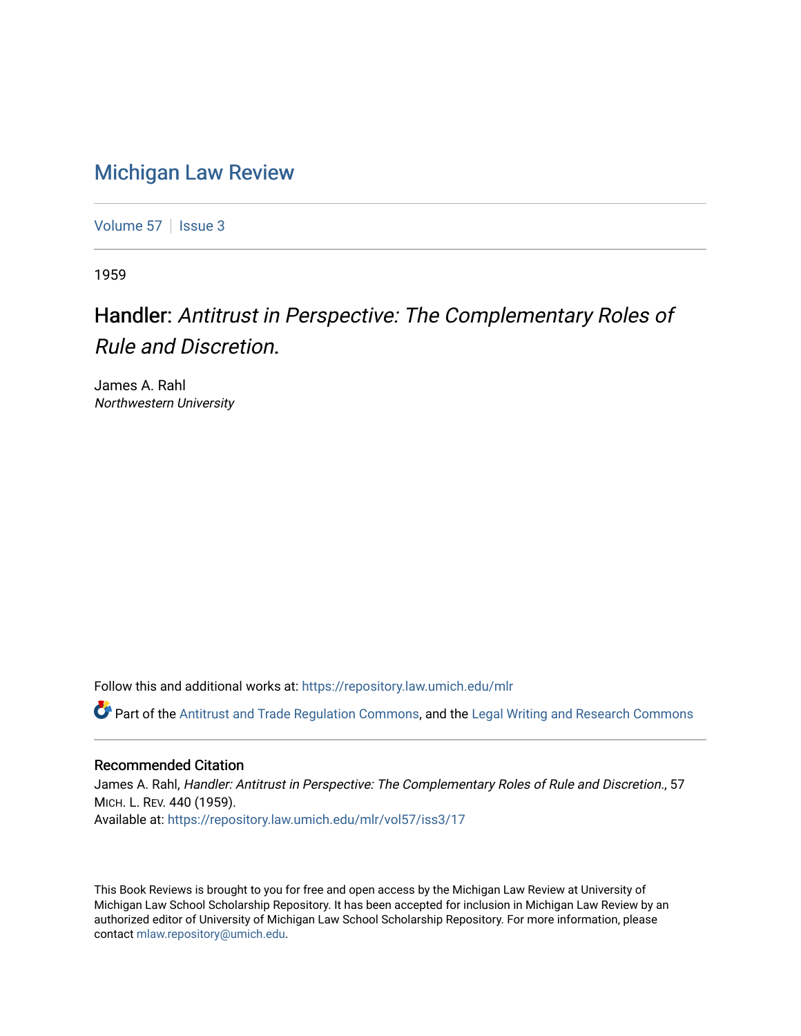# Michigan Law Review

Volume 57 | Issue 3

1959

## Handler: *Antitrust in Perspective: The Complementary Roles of Rule and Discretion*.

James A. Rahl
*Northwestern University*

Follow this and additional works at: https://repository.law.umich.edu/mlr

Part of the Antitrust and Trade Regulation Commons, and the Legal Writing and Research Commons

### Recommended Citation

James A. Rahl, *Handler: Antitrust in Perspective: The Complementary Roles of Rule and Discretion.*, 57 MICH. L. REV. 440 (1959).
Available at: https://repository.law.umich.edu/mlr/vol57/iss3/17

This Book Reviews is brought to you for free and open access by the Michigan Law Review at University of Michigan Law School Scholarship Repository. It has been accepted for inclusion in Michigan Law Review by an authorized editor of University of Michigan Law School Scholarship Repository. For more information, please contact mlaw.repository@umich.edu.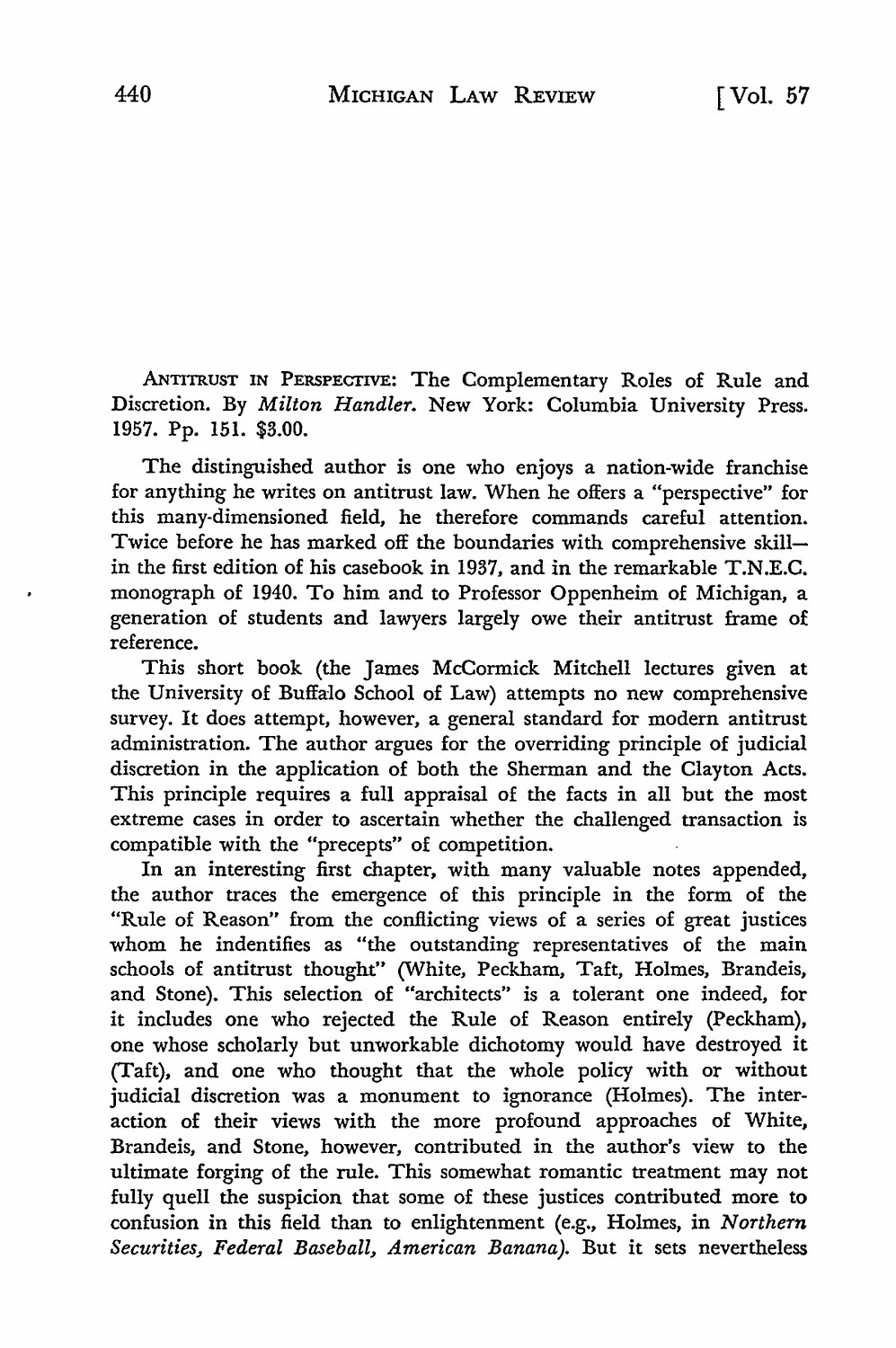ANTITRUST IN PERSPECTIVE: The Complementary Roles of Rule and Discretion. By *Milton Handler*. New York: Columbia University Press. 1957. Pp. 151. $3.00.

The distinguished author is one who enjoys a nation-wide franchise for anything he writes on antitrust law. When he offers a "perspective" for this many-dimensioned field, he therefore commands careful attention. Twice before he has marked off the boundaries with comprehensive skill—in the first edition of his casebook in 1937, and in the remarkable T.N.E.C. monograph of 1940. To him and to Professor Oppenheim of Michigan, a generation of students and lawyers largely owe their antitrust frame of reference.

This short book (the James McCormick Mitchell lectures given at the University of Buffalo School of Law) attempts no new comprehensive survey. It does attempt, however, a general standard for modern antitrust administration. The author argues for the overriding principle of judicial discretion in the application of both the Sherman and the Clayton Acts. This principle requires a full appraisal of the facts in all but the most extreme cases in order to ascertain whether the challenged transaction is compatible with the "precepts" of competition.

In an interesting first chapter, with many valuable notes appended, the author traces the emergence of this principle in the form of the "Rule of Reason" from the conflicting views of a series of great justices whom he indentifies as "the outstanding representatives of the main schools of antitrust thought" (White, Peckham, Taft, Holmes, Brandeis, and Stone). This selection of "architects" is a tolerant one indeed, for it includes one who rejected the Rule of Reason entirely (Peckham), one whose scholarly but unworkable dichotomy would have destroyed it (Taft), and one who thought that the whole policy with or without judicial discretion was a monument to ignorance (Holmes). The interaction of their views with the more profound approaches of White, Brandeis, and Stone, however, contributed in the author's view to the ultimate forging of the rule. This somewhat romantic treatment may not fully quell the suspicion that some of these justices contributed more to confusion in this field than to enlightenment (e.g., Holmes, in *Northern Securities, Federal Baseball, American Banana*). But it sets nevertheless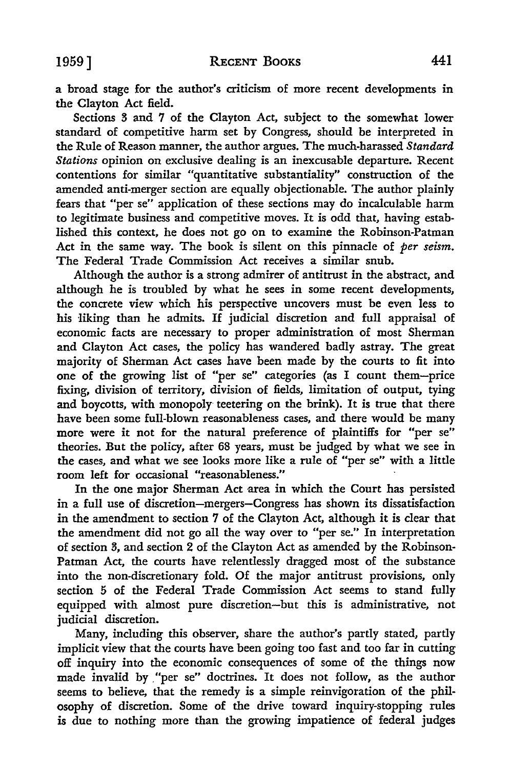a broad stage for the author's criticism of more recent developments in the Clayton Act field.

Sections 3 and 7 of the Clayton Act, subject to the somewhat lower standard of competitive harm set by Congress, should be interpreted in the Rule of Reason manner, the author argues. The much-harassed *Standard Stations* opinion on exclusive dealing is an inexcusable departure. Recent contentions for similar "quantitative substantiality" construction of the amended anti-merger section are equally objectionable. The author plainly fears that "per se" application of these sections may do incalculable harm to legitimate business and competitive moves. It is odd that, having established this context, he does not go on to examine the Robinson-Patman Act in the same way. The book is silent on this pinnacle of *per seism*. The Federal Trade Commission Act receives a similar snub.

Although the author is a strong admirer of antitrust in the abstract, and although he is troubled by what he sees in some recent developments, the concrete view which his perspective uncovers must be even less to his liking than he admits. If judicial discretion and full appraisal of economic facts are necessary to proper administration of most Sherman and Clayton Act cases, the policy has wandered badly astray. The great majority of Sherman Act cases have been made by the courts to fit into one of the growing list of "per se" categories (as I count them—price fixing, division of territory, division of fields, limitation of output, tying and boycotts, with monopoly teetering on the brink). It is true that there have been some full-blown reasonableness cases, and there would be many more were it not for the natural preference of plaintiffs for "per se" theories. But the policy, after 68 years, must be judged by what we see in the cases, and what we see looks more like a rule of "per se" with a little room left for occasional "reasonableness."

In the one major Sherman Act area in which the Court has persisted in a full use of discretion—mergers—Congress has shown its dissatisfaction in the amendment to section 7 of the Clayton Act, although it is clear that the amendment did not go all the way over to "per se." In interpretation of section 3, and section 2 of the Clayton Act as amended by the Robinson-Patman Act, the courts have relentlessly dragged most of the substance into the non-discretionary fold. Of the major antitrust provisions, only section 5 of the Federal Trade Commission Act seems to stand fully equipped with almost pure discretion—but this is administrative, not judicial discretion.

Many, including this observer, share the author's partly stated, partly implicit view that the courts have been going too fast and too far in cutting off inquiry into the economic consequences of some of the things now made invalid by "per se" doctrines. It does not follow, as the author seems to believe, that the remedy is a simple reinvigoration of the philosophy of discretion. Some of the drive toward inquiry-stopping rules is due to nothing more than the growing impatience of federal judges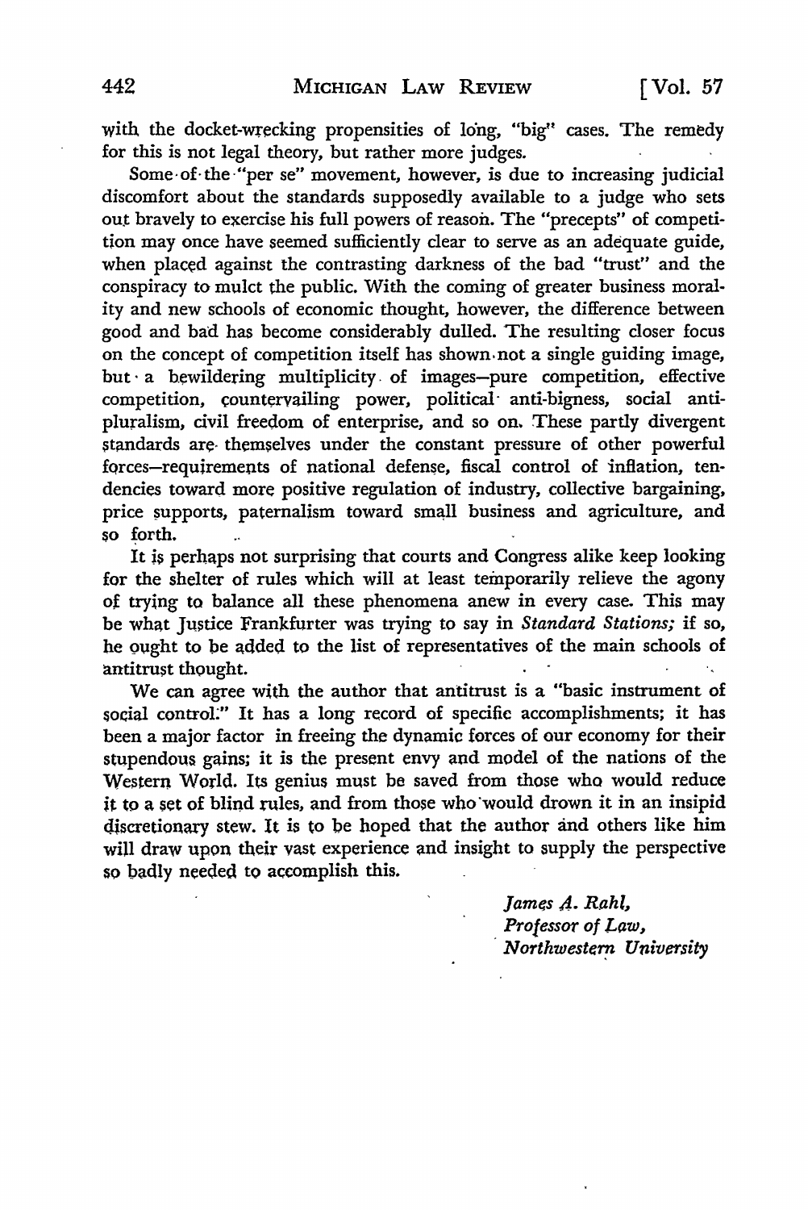with the docket-wrecking propensities of long, "big" cases. The remedy for this is not legal theory, but rather more judges.

Some of the "per se" movement, however, is due to increasing judicial discomfort about the standards supposedly available to a judge who sets out bravely to exercise his full powers of reason. The "precepts" of competition may once have seemed sufficiently clear to serve as an adequate guide, when placed against the contrasting darkness of the bad "trust" and the conspiracy to mulct the public. With the coming of greater business morality and new schools of economic thought, however, the difference between good and bad has become considerably dulled. The resulting closer focus on the concept of competition itself has shown not a single guiding image, but a bewildering multiplicity of images—pure competition, effective competition, countervailing power, political anti-bigness, social anti-pluralism, civil freedom of enterprise, and so on. These partly divergent standards are themselves under the constant pressure of other powerful forces—requirements of national defense, fiscal control of inflation, tendencies toward more positive regulation of industry, collective bargaining, price supports, paternalism toward small business and agriculture, and so forth.

It is perhaps not surprising that courts and Congress alike keep looking for the shelter of rules which will at least temporarily relieve the agony of trying to balance all these phenomena anew in every case. This may be what Justice Frankfurter was trying to say in *Standard Stations;* if so, he ought to be added to the list of representatives of the main schools of antitrust thought.

We can agree with the author that antitrust is a "basic instrument of social control." It has a long record of specific accomplishments; it has been a major factor in freeing the dynamic forces of our economy for their stupendous gains; it is the present envy and model of the nations of the Western World. Its genius must be saved from those who would reduce it to a set of blind rules, and from those who would drown it in an insipid discretionary stew. It is to be hoped that the author and others like him will draw upon their vast experience and insight to supply the perspective so badly needed to accomplish this.

*James A. Rahl,*
*Professor of Law,*
*Northwestern University*